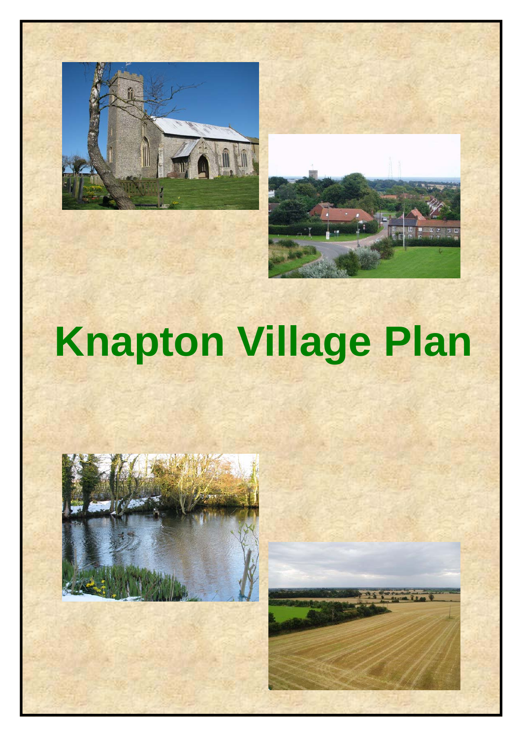# Knapton Village Plan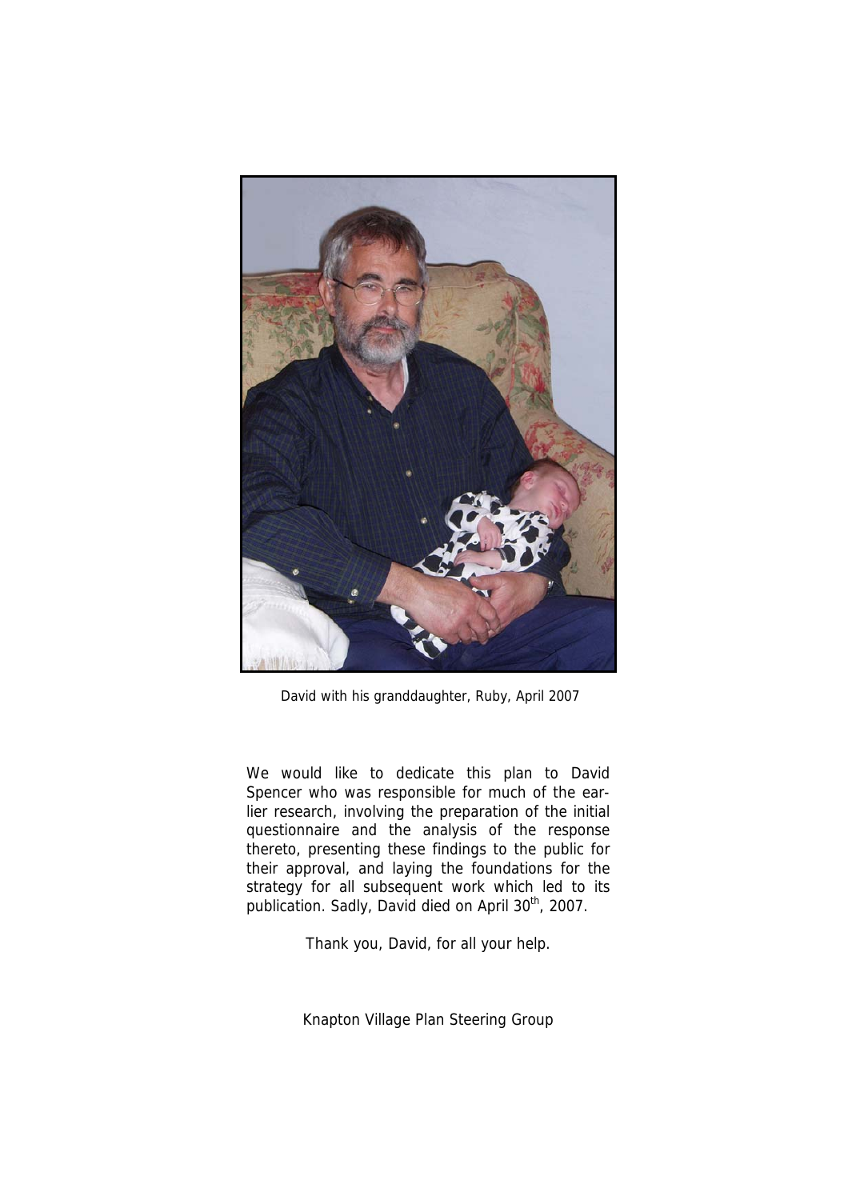David with his granddaughter, Ruby, April 2007

We would like to dedicate this plan to David Spencer who was responsible for much of the earlier research, involving the preparation of the initial questionnaire and the analysis of the response thereto, presenting these findings to the public for their approval, and laying the foundations for the strategy for all subsequent work which led to its publication. Sadly, David died on April 30th, 2007.

Thank you, David, for all your help.

Knapton Village Plan Steering Group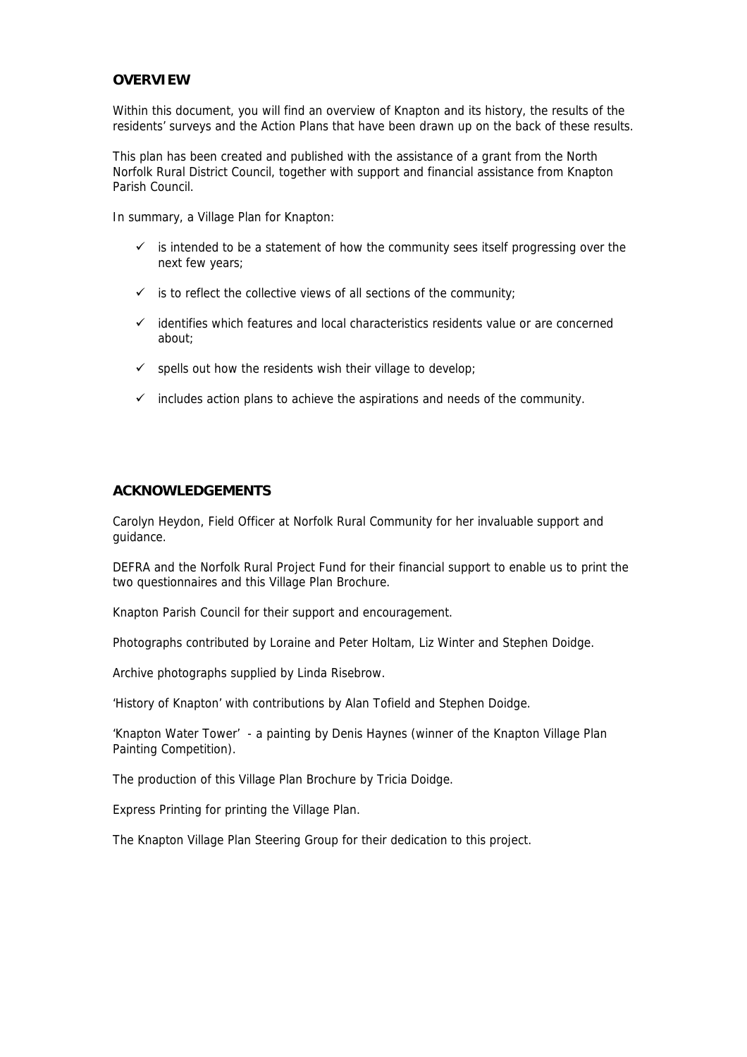## OVERVIEW

Within this document, you will find an overview of Knapton and its history, the results of the residents' surveys and the Action Plans that have been drawn up on the back of these results.

This plan has been created and published with the assistance of a grant from the North Norfolk Rural District Council, together with support and financial assistance from Knapton Parish Council.

In summary, a Village Plan for Knapton:

- ✓ is intended to be a statement of how the community sees itself progressing over the next few years;
- ✓ is to reflect the collective views of all sections of the community;
- ✓ identifies which features and local characteristics residents value or are concerned about;
- ✓ spells out how the residents wish their village to develop;
- ✓ includes action plans to achieve the aspirations and needs of the community.

## ACKNOWLEDGEMENTS

Carolyn Heydon, Field Officer at Norfolk Rural Community for her invaluable support and guidance.

DEFRA and the Norfolk Rural Project Fund for their financial support to enable us to print the two questionnaires and this Village Plan Brochure.

Knapton Parish Council for their support and encouragement.

Photographs contributed by Loraine and Peter Holtam, Liz Winter and Stephen Doidge.

Archive photographs supplied by Linda Risebrow.

'History of Knapton' with contributions by Alan Tofield and Stephen Doidge.

'Knapton Water Tower' - a painting by Denis Haynes (winner of the Knapton Village Plan Painting Competition).

The production of this Village Plan Brochure by Tricia Doidge.

Express Printing for printing the Village Plan.

The Knapton Village Plan Steering Group for their dedication to this project.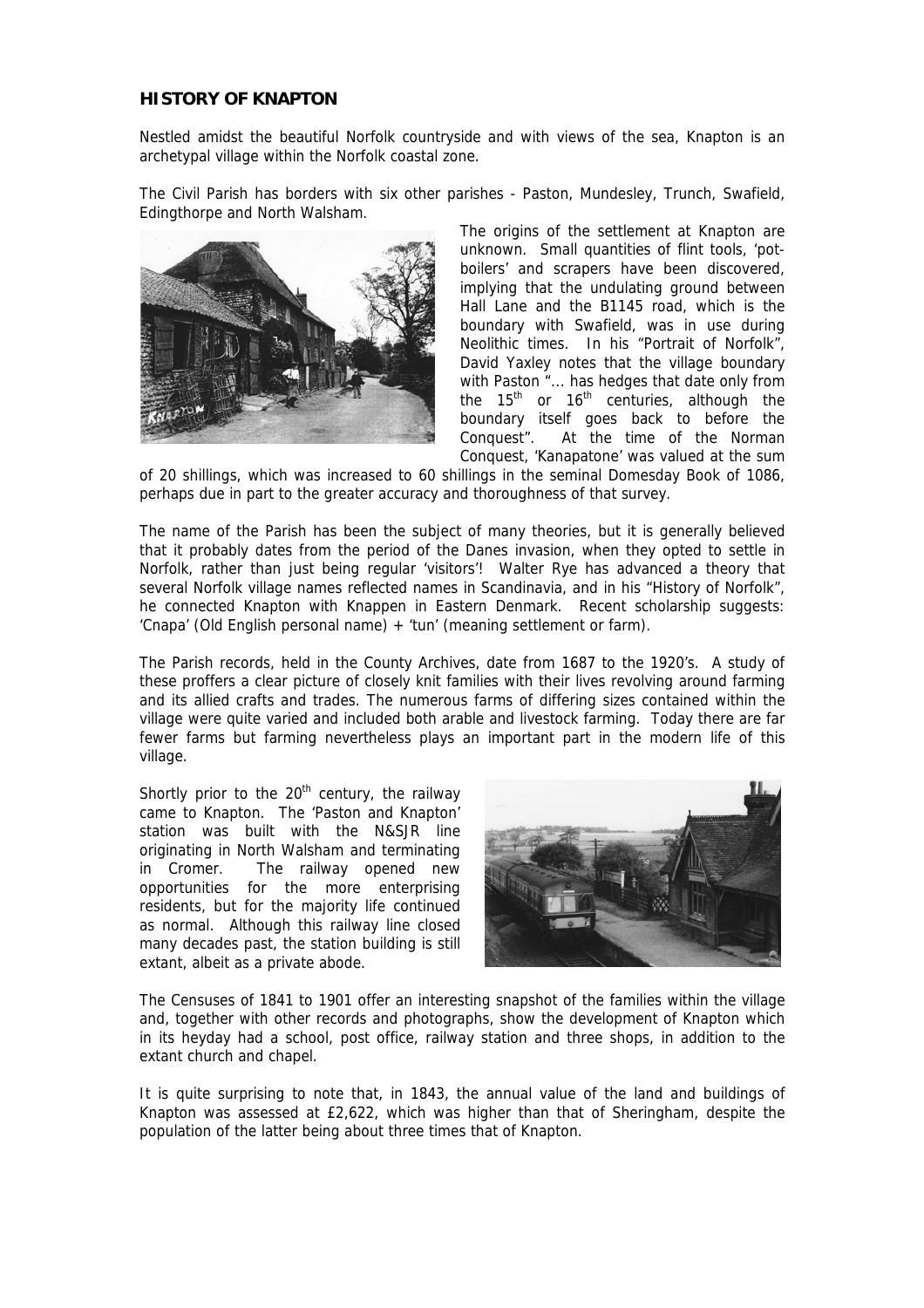## HISTORY OF KNAPTON

Nestled amidst the beautiful Norfolk countryside and with views of the sea, Knapton is an archetypal village within the Norfolk coastal zone.

The Civil Parish has borders with six other parishes - Paston, Mundesley, Trunch, Swafield, Edingthorpe and North Walsham.

The origins of the settlement at Knapton are unknown. Small quantities of flint tools, 'pot-boilers' and scrapers have been discovered, implying that the undulating ground between Hall Lane and the B1145 road, which is the boundary with Swafield, was in use during Neolithic times. In his "Portrait of Norfolk", David Yaxley notes that the village boundary with Paston "… has hedges that date only from the 15th or 16th centuries, although the boundary itself goes back to before the Conquest". At the time of the Norman Conquest, 'Kanapatone' was valued at the sum of 20 shillings, which was increased to 60 shillings in the seminal Domesday Book of 1086, perhaps due in part to the greater accuracy and thoroughness of that survey.

The name of the Parish has been the subject of many theories, but it is generally believed that it probably dates from the period of the Danes invasion, when they opted to settle in Norfolk, rather than just being regular 'visitors'! Walter Rye has advanced a theory that several Norfolk village names reflected names in Scandinavia, and in his "History of Norfolk", he connected Knapton with Knappen in Eastern Denmark. Recent scholarship suggests: 'Cnapa' (Old English personal name) + 'tun' (meaning settlement or farm).

The Parish records, held in the County Archives, date from 1687 to the 1920's. A study of these proffers a clear picture of closely knit families with their lives revolving around farming and its allied crafts and trades. The numerous farms of differing sizes contained within the village were quite varied and included both arable and livestock farming. Today there are far fewer farms but farming nevertheless plays an important part in the modern life of this village.

Shortly prior to the 20th century, the railway came to Knapton. The 'Paston and Knapton' station was built with the N&SJR line originating in North Walsham and terminating in Cromer. The railway opened new opportunities for the more enterprising residents, but for the majority life continued as normal. Although this railway line closed many decades past, the station building is still extant, albeit as a private abode.

The Censuses of 1841 to 1901 offer an interesting snapshot of the families within the village and, together with other records and photographs, show the development of Knapton which in its heyday had a school, post office, railway station and three shops, in addition to the extant church and chapel.

It is quite surprising to note that, in 1843, the annual value of the land and buildings of Knapton was assessed at £2,622, which was higher than that of Sheringham, despite the population of the latter being about three times that of Knapton.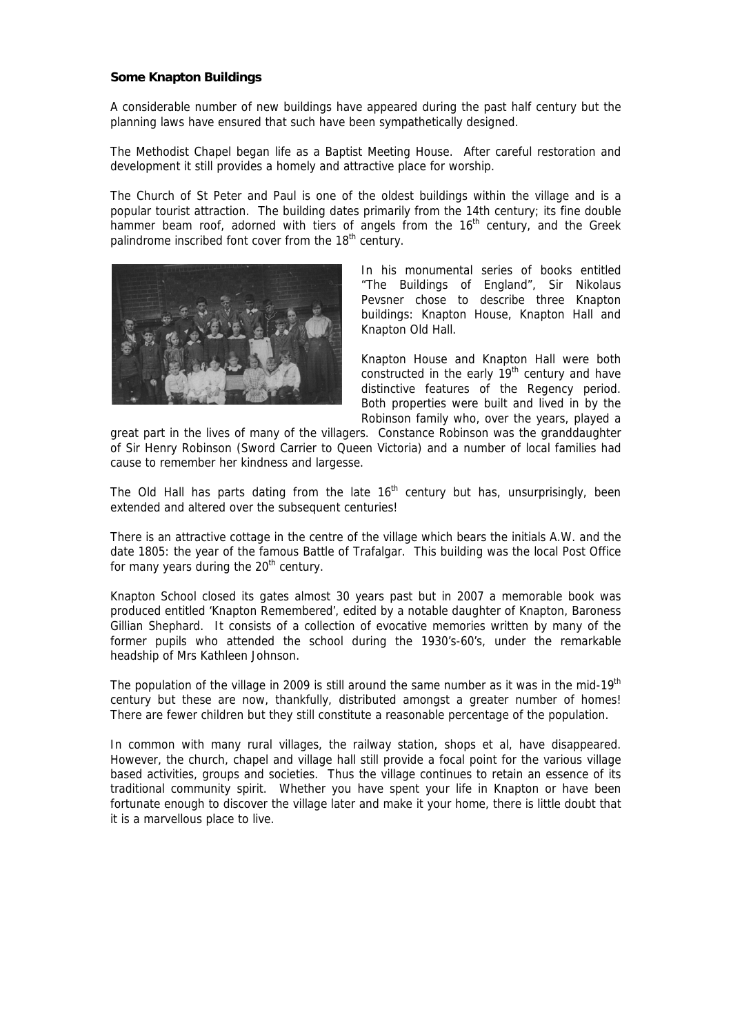**Some Knapton Buildings**

A considerable number of new buildings have appeared during the past half century but the planning laws have ensured that such have been sympathetically designed.

The Methodist Chapel began life as a Baptist Meeting House. After careful restoration and development it still provides a homely and attractive place for worship.

The Church of St Peter and Paul is one of the oldest buildings within the village and is a popular tourist attraction. The building dates primarily from the 14th century; its fine double hammer beam roof, adorned with tiers of angels from the 16th century, and the Greek palindrome inscribed font cover from the 18th century.

In his monumental series of books entitled "The Buildings of England", Sir Nikolaus Pevsner chose to describe three Knapton buildings: Knapton House, Knapton Hall and Knapton Old Hall.

Knapton House and Knapton Hall were both constructed in the early 19th century and have distinctive features of the Regency period. Both properties were built and lived in by the Robinson family who, over the years, played a great part in the lives of many of the villagers. Constance Robinson was the granddaughter of Sir Henry Robinson (Sword Carrier to Queen Victoria) and a number of local families had cause to remember her kindness and largesse.

The Old Hall has parts dating from the late 16th century but has, unsurprisingly, been extended and altered over the subsequent centuries!

There is an attractive cottage in the centre of the village which bears the initials A.W. and the date 1805: the year of the famous Battle of Trafalgar. This building was the local Post Office for many years during the 20th century.

Knapton School closed its gates almost 30 years past but in 2007 a memorable book was produced entitled 'Knapton Remembered', edited by a notable daughter of Knapton, Baroness Gillian Shephard. It consists of a collection of evocative memories written by many of the former pupils who attended the school during the 1930's-60's, under the remarkable headship of Mrs Kathleen Johnson.

The population of the village in 2009 is still around the same number as it was in the mid-19th century but these are now, thankfully, distributed amongst a greater number of homes! There are fewer children but they still constitute a reasonable percentage of the population.

In common with many rural villages, the railway station, shops et al, have disappeared. However, the church, chapel and village hall still provide a focal point for the various village based activities, groups and societies. Thus the village continues to retain an essence of its traditional community spirit. Whether you have spent your life in Knapton or have been fortunate enough to discover the village later and make it your home, there is little doubt that it is a marvellous place to live.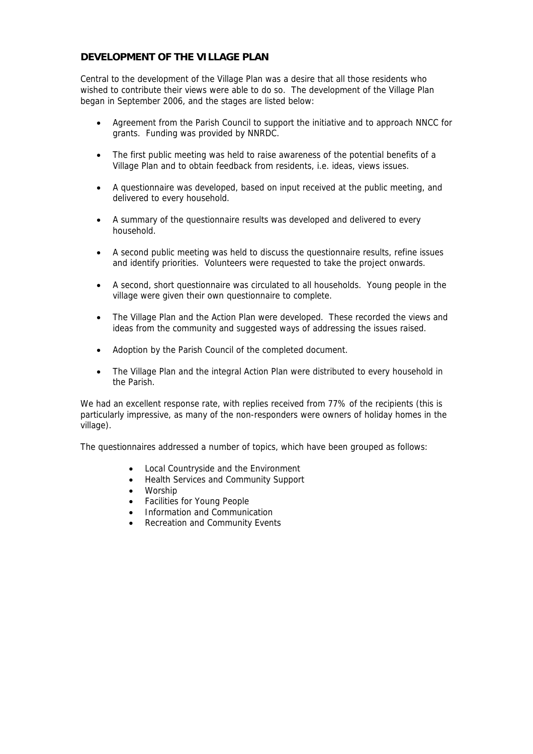## DEVELOPMENT OF THE VILLAGE PLAN

Central to the development of the Village Plan was a desire that all those residents who wished to contribute their views were able to do so. The development of the Village Plan began in September 2006, and the stages are listed below:

- Agreement from the Parish Council to support the initiative and to approach NNCC for grants. Funding was provided by NNRDC.
- The first public meeting was held to raise awareness of the potential benefits of a Village Plan and to obtain feedback from residents, i.e. ideas, views issues.
- A questionnaire was developed, based on input received at the public meeting, and delivered to every household.
- A summary of the questionnaire results was developed and delivered to every household.
- A second public meeting was held to discuss the questionnaire results, refine issues and identify priorities. Volunteers were requested to take the project onwards.
- A second, short questionnaire was circulated to all households. Young people in the village were given their own questionnaire to complete.
- The Village Plan and the Action Plan were developed. These recorded the views and ideas from the community and suggested ways of addressing the issues raised.
- Adoption by the Parish Council of the completed document.
- The Village Plan and the integral Action Plan were distributed to every household in the Parish.

We had an excellent response rate, with replies received from 77% of the recipients (this is particularly impressive, as many of the non-responders were owners of holiday homes in the village).

The questionnaires addressed a number of topics, which have been grouped as follows:

- Local Countryside and the Environment
- Health Services and Community Support
- Worship
- Facilities for Young People
- Information and Communication
- Recreation and Community Events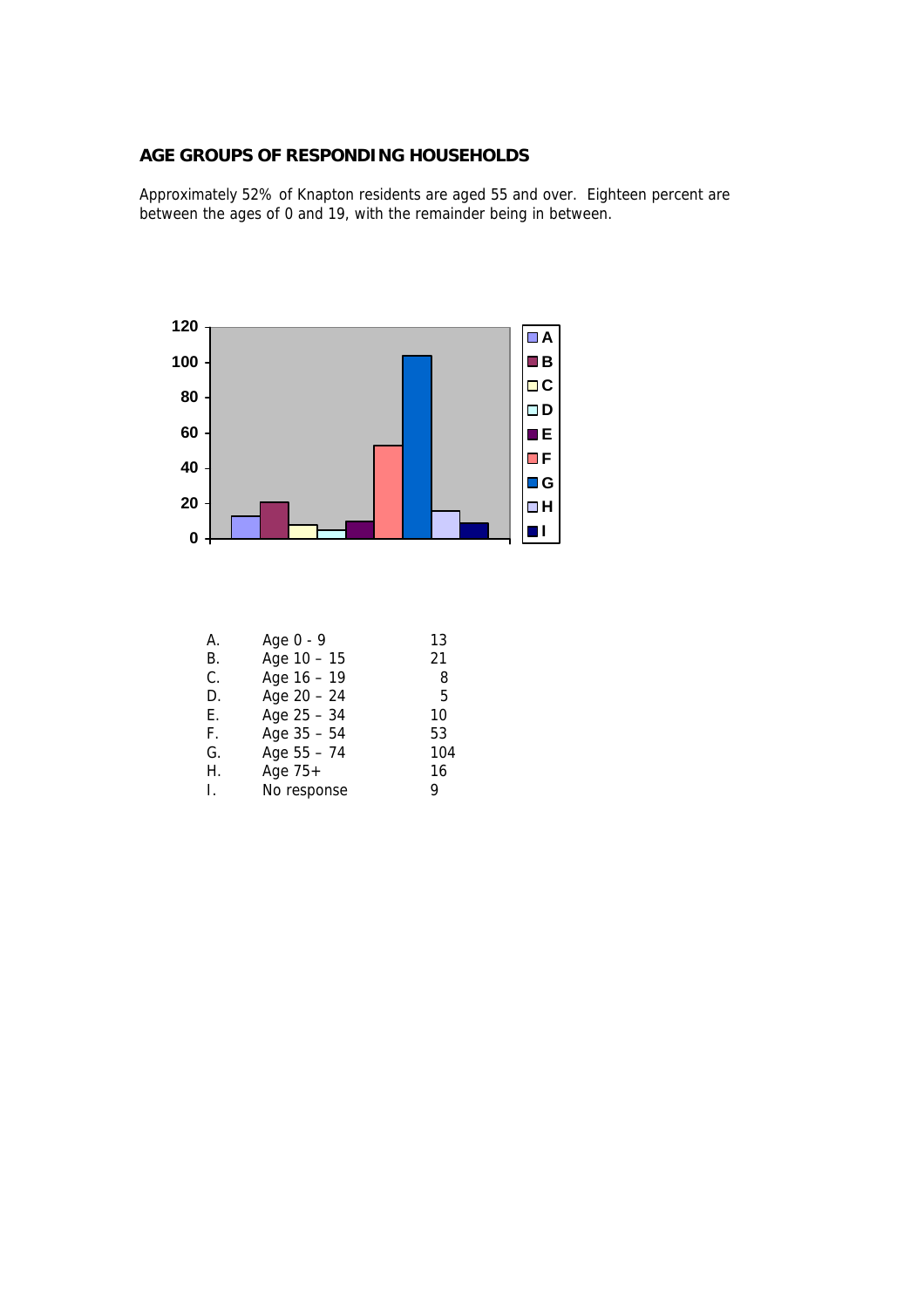## AGE GROUPS OF RESPONDING HOUSEHOLDS

Approximately 52% of Knapton residents are aged 55 and over. Eighteen percent are between the ages of 0 and 19, with the remainder being in between.

| | | |
|---|---|---|
| A. | Age 0 - 9 | 13 |
| B. | Age 10 – 15 | 21 |
| C. | Age 16 – 19 | 8 |
| D. | Age 20 – 24 | 5 |
| E. | Age 25 – 34 | 10 |
| F. | Age 35 – 54 | 53 |
| G. | Age 55 – 74 | 104 |
| H. | Age 75+ | 16 |
| I. | No response | 9 |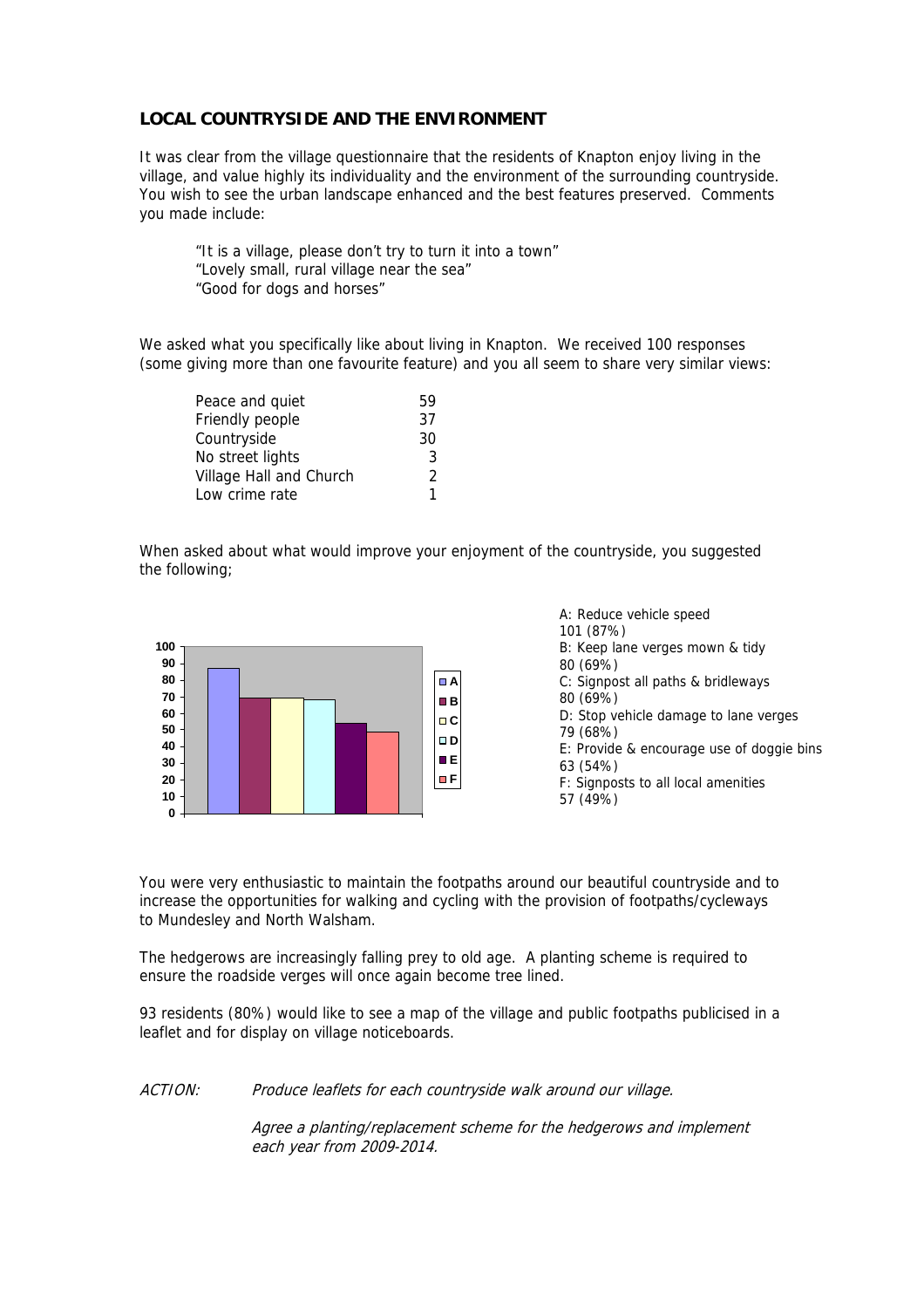## LOCAL COUNTRYSIDE AND THE ENVIRONMENT

It was clear from the village questionnaire that the residents of Knapton enjoy living in the village, and value highly its individuality and the environment of the surrounding countryside. You wish to see the urban landscape enhanced and the best features preserved. Comments you made include:

> "It is a village, please don't try to turn it into a town"
> "Lovely small, rural village near the sea"
> "Good for dogs and horses"

We asked what you specifically like about living in Knapton. We received 100 responses (some giving more than one favourite feature) and you all seem to share very similar views:

| | |
|---|---|
| Peace and quiet | 59 |
| Friendly people | 37 |
| Countryside | 30 |
| No street lights | 3 |
| Village Hall and Church | 2 |
| Low crime rate | 1 |

When asked about what would improve your enjoyment of the countryside, you suggested the following;

A: Reduce vehicle speed
101 (87%)
B: Keep lane verges mown & tidy
80 (69%)
C: Signpost all paths & bridleways
80 (69%)
D: Stop vehicle damage to lane verges
79 (68%)
E: Provide & encourage use of doggie bins
63 (54%)
F: Signposts to all local amenities
57 (49%)

You were very enthusiastic to maintain the footpaths around our beautiful countryside and to increase the opportunities for walking and cycling with the provision of footpaths/cycleways to Mundesley and North Walsham.

The hedgerows are increasingly falling prey to old age. A planting scheme is required to ensure the roadside verges will once again become tree lined.

93 residents (80%) would like to see a map of the village and public footpaths publicised in a leaflet and for display on village noticeboards.

*ACTION:* *Produce leaflets for each countryside walk around our village.*

*Agree a planting/replacement scheme for the hedgerows and implement each year from 2009-2014.*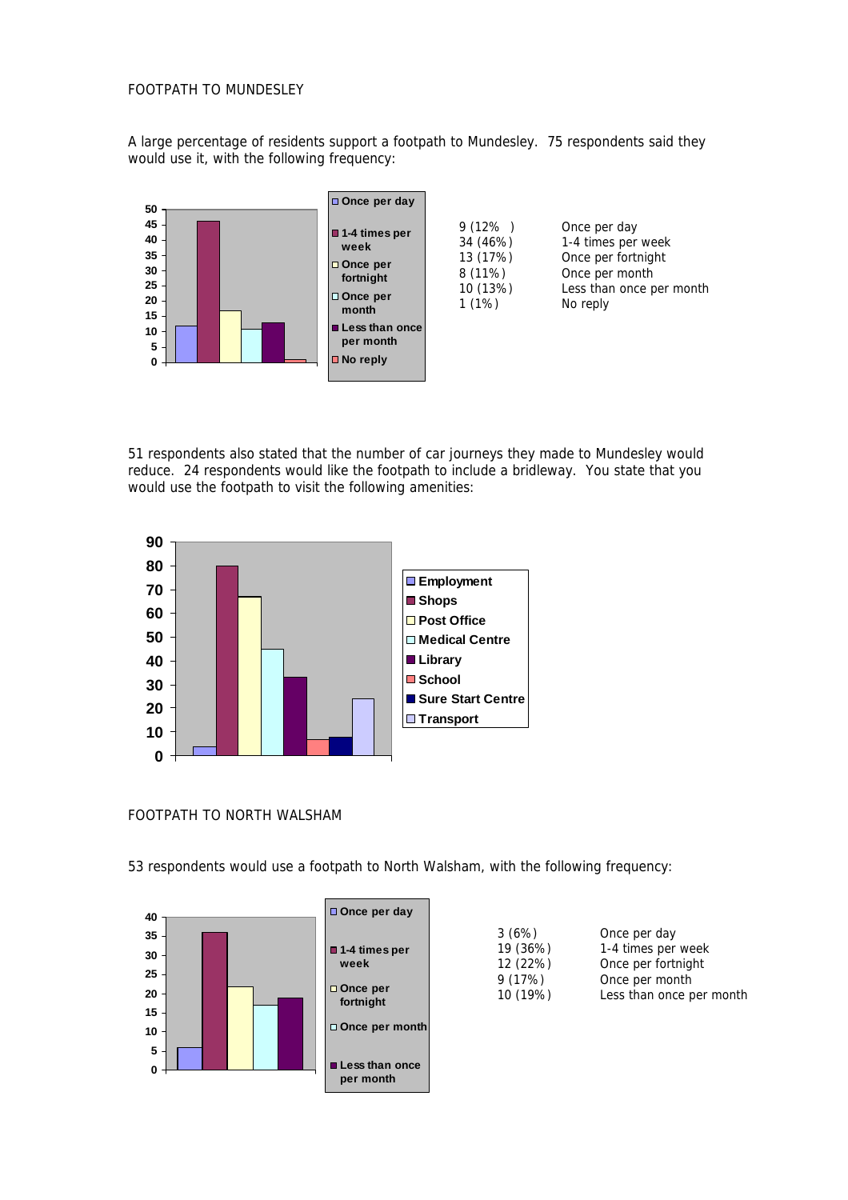FOOTPATH TO MUNDESLEY

A large percentage of residents support a footpath to Mundesley. 75 respondents said they would use it, with the following frequency:

| | |
|---|---|
| 9 (12% ) | Once per day |
| 34 (46%) | 1-4 times per week |
| 13 (17%) | Once per fortnight |
| 8 (11%) | Once per month |
| 10 (13%) | Less than once per month |
| 1 (1%) | No reply |

51 respondents also stated that the number of car journeys they made to Mundesley would reduce. 24 respondents would like the footpath to include a bridleway. You state that you would use the footpath to visit the following amenities:

FOOTPATH TO NORTH WALSHAM

53 respondents would use a footpath to North Walsham, with the following frequency:

| | |
|---|---|
| 3 (6%) | Once per day |
| 19 (36%) | 1-4 times per week |
| 12 (22%) | Once per fortnight |
| 9 (17%) | Once per month |
| 10 (19%) | Less than once per month |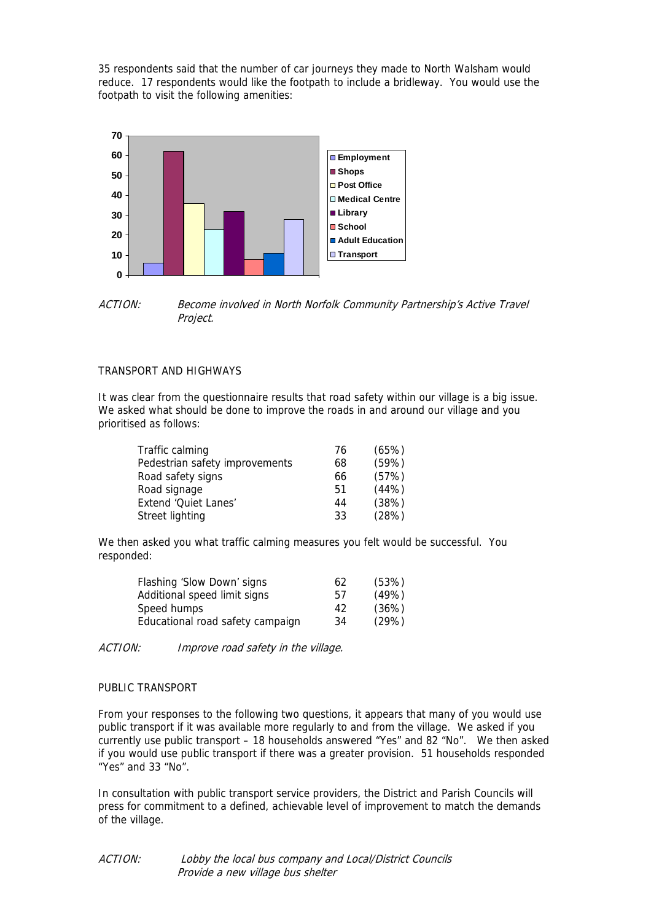35 respondents said that the number of car journeys they made to North Walsham would reduce. 17 respondents would like the footpath to include a bridleway. You would use the footpath to visit the following amenities:

| Amenity | Responses |
|---|---|
| Employment | 6 |
| Shops | 62 |
| Post Office | 36 |
| Medical Centre | 23 |
| Library | 32 |
| School | 8 |
| Adult Education | 11 |
| Transport | 28 |

*ACTION:* *Become involved in North Norfolk Community Partnership's Active Travel Project.*

## TRANSPORT AND HIGHWAYS

It was clear from the questionnaire results that road safety within our village is a big issue. We asked what should be done to improve the roads in and around our village and you prioritised as follows:

| | | |
|---|---|---|
| Traffic calming | 76 | (65%) |
| Pedestrian safety improvements | 68 | (59%) |
| Road safety signs | 66 | (57%) |
| Road signage | 51 | (44%) |
| Extend 'Quiet Lanes' | 44 | (38%) |
| Street lighting | 33 | (28%) |

We then asked you what traffic calming measures you felt would be successful. You responded:

| | | |
|---|---|---|
| Flashing 'Slow Down' signs | 62 | (53%) |
| Additional speed limit signs | 57 | (49%) |
| Speed humps | 42 | (36%) |
| Educational road safety campaign | 34 | (29%) |

*ACTION:* *Improve road safety in the village.*

## PUBLIC TRANSPORT

From your responses to the following two questions, it appears that many of you would use public transport if it was available more regularly to and from the village. We asked if you currently use public transport – 18 households answered "Yes" and 82 "No". We then asked if you would use public transport if there was a greater provision. 51 households responded "Yes" and 33 "No".

In consultation with public transport service providers, the District and Parish Councils will press for commitment to a defined, achievable level of improvement to match the demands of the village.

*ACTION:* *Lobby the local bus company and Local/District Councils*
*Provide a new village bus shelter*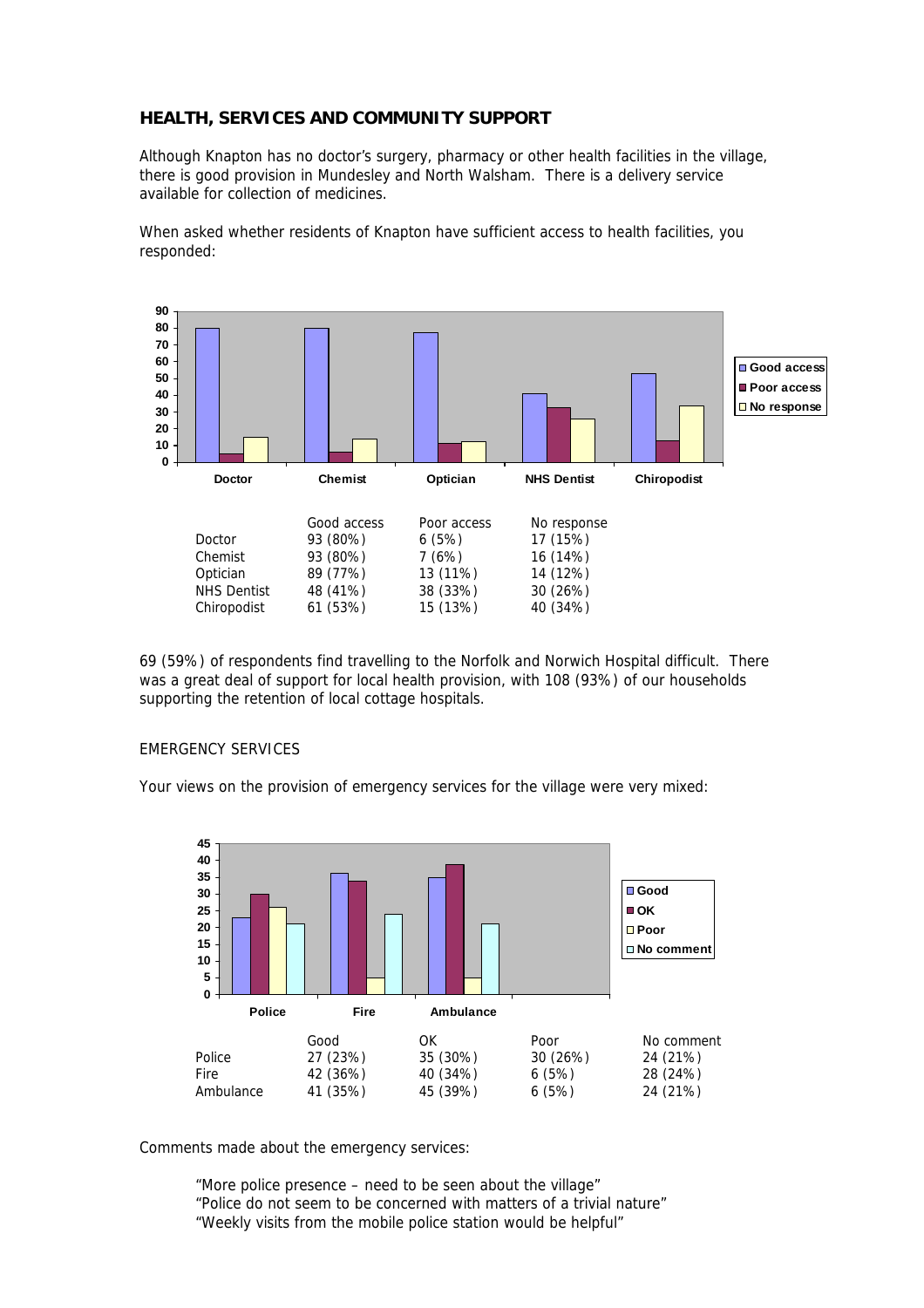## HEALTH, SERVICES AND COMMUNITY SUPPORT

Although Knapton has no doctor's surgery, pharmacy or other health facilities in the village, there is good provision in Mundesley and North Walsham. There is a delivery service available for collection of medicines.

When asked whether residents of Knapton have sufficient access to health facilities, you responded:

| | Good access | Poor access | No response |
|---|---|---|---|
| Doctor | 93 (80%) | 6 (5%) | 17 (15%) |
| Chemist | 93 (80%) | 7 (6%) | 16 (14%) |
| Optician | 89 (77%) | 13 (11%) | 14 (12%) |
| NHS Dentist | 48 (41%) | 38 (33%) | 30 (26%) |
| Chiropodist | 61 (53%) | 15 (13%) | 40 (34%) |

69 (59%) of respondents find travelling to the Norfolk and Norwich Hospital difficult. There was a great deal of support for local health provision, with 108 (93%) of our households supporting the retention of local cottage hospitals.

### EMERGENCY SERVICES

Your views on the provision of emergency services for the village were very mixed:

| | Good | OK | Poor | No comment |
|---|---|---|---|---|
| Police | 27 (23%) | 35 (30%) | 30 (26%) | 24 (21%) |
| Fire | 42 (36%) | 40 (34%) | 6 (5%) | 28 (24%) |
| Ambulance | 41 (35%) | 45 (39%) | 6 (5%) | 24 (21%) |

Comments made about the emergency services:

"More police presence – need to be seen about the village"
"Police do not seem to be concerned with matters of a trivial nature"
"Weekly visits from the mobile police station would be helpful"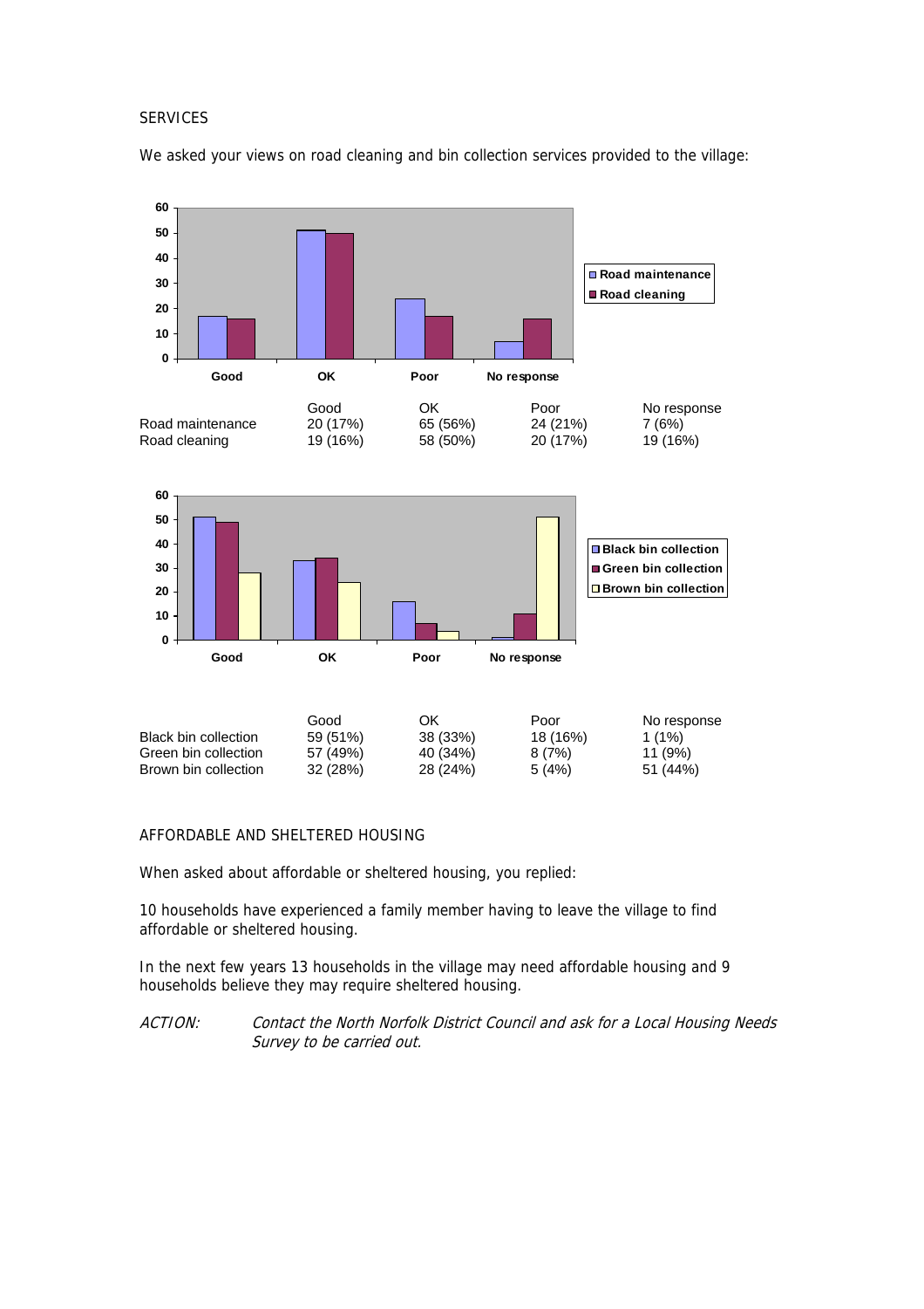SERVICES

We asked your views on road cleaning and bin collection services provided to the village:

| | Good | OK | Poor | No response |
|---|---|---|---|---|
| Road maintenance | 20 (17%) | 65 (56%) | 24 (21%) | 7 (6%) |
| Road cleaning | 19 (16%) | 58 (50%) | 20 (17%) | 19 (16%) |

| | Good | OK | Poor | No response |
|---|---|---|---|---|
| Black bin collection | 59 (51%) | 38 (33%) | 18 (16%) | 1 (1%) |
| Green bin collection | 57 (49%) | 40 (34%) | 8 (7%) | 11 (9%) |
| Brown bin collection | 32 (28%) | 28 (24%) | 5 (4%) | 51 (44%) |

AFFORDABLE AND SHELTERED HOUSING

When asked about affordable or sheltered housing, you replied:

10 households have experienced a family member having to leave the village to find affordable or sheltered housing.

In the next few years 13 households in the village may need affordable housing and 9 households believe they may require sheltered housing.

*ACTION:* *Contact the North Norfolk District Council and ask for a Local Housing Needs Survey to be carried out.*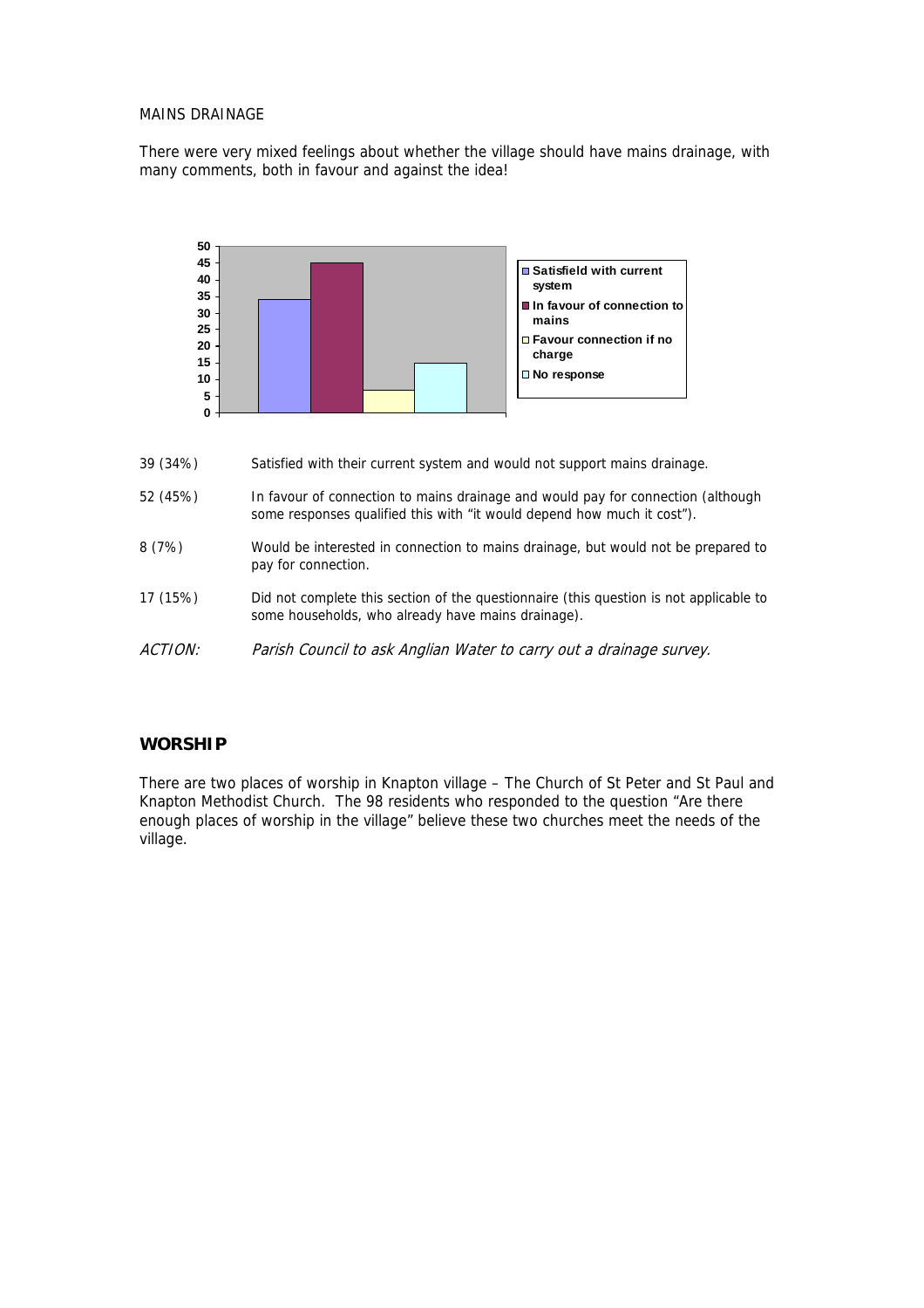MAINS DRAINAGE

There were very mixed feelings about whether the village should have mains drainage, with many comments, both in favour and against the idea!

| | |
|---|---|
| 39 (34%) | Satisfied with their current system and would not support mains drainage. |
| 52 (45%) | In favour of connection to mains drainage and would pay for connection (although some responses qualified this with "it would depend how much it cost"). |
| 8 (7%) | Would be interested in connection to mains drainage, but would not be prepared to pay for connection. |
| 17 (15%) | Did not complete this section of the questionnaire (this question is not applicable to some households, who already have mains drainage). |
| *ACTION:* | *Parish Council to ask Anglian Water to carry out a drainage survey.* |

## WORSHIP

There are two places of worship in Knapton village – The Church of St Peter and St Paul and Knapton Methodist Church. The 98 residents who responded to the question "Are there enough places of worship in the village" believe these two churches meet the needs of the village.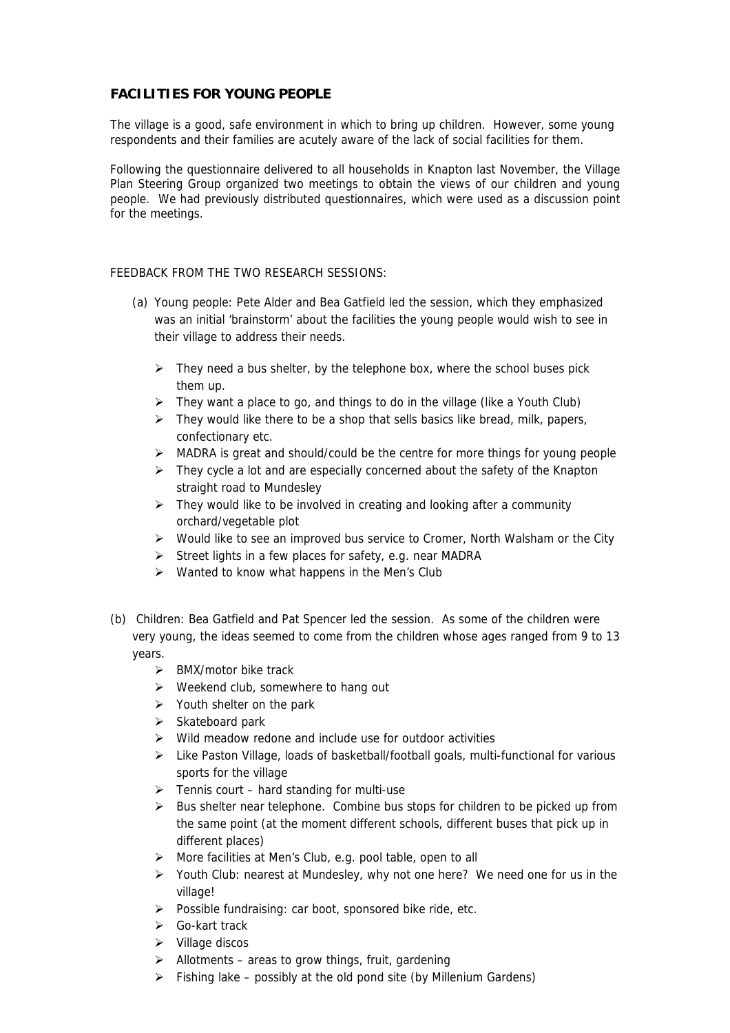## FACILITIES FOR YOUNG PEOPLE

The village is a good, safe environment in which to bring up children. However, some young respondents and their families are acutely aware of the lack of social facilities for them.

Following the questionnaire delivered to all households in Knapton last November, the Village Plan Steering Group organized two meetings to obtain the views of our children and young people. We had previously distributed questionnaires, which were used as a discussion point for the meetings.

FEEDBACK FROM THE TWO RESEARCH SESSIONS:

(a) Young people: Pete Alder and Bea Gatfield led the session, which they emphasized was an initial 'brainstorm' about the facilities the young people would wish to see in their village to address their needs.

- They need a bus shelter, by the telephone box, where the school buses pick them up.
- They want a place to go, and things to do in the village (like a Youth Club)
- They would like there to be a shop that sells basics like bread, milk, papers, confectionary etc.
- MADRA is great and should/could be the centre for more things for young people
- They cycle a lot and are especially concerned about the safety of the Knapton straight road to Mundesley
- They would like to be involved in creating and looking after a community orchard/vegetable plot
- Would like to see an improved bus service to Cromer, North Walsham or the City
- Street lights in a few places for safety, e.g. near MADRA
- Wanted to know what happens in the Men's Club

(b) Children: Bea Gatfield and Pat Spencer led the session. As some of the children were very young, the ideas seemed to come from the children whose ages ranged from 9 to 13 years.

- BMX/motor bike track
- Weekend club, somewhere to hang out
- Youth shelter on the park
- Skateboard park
- Wild meadow redone and include use for outdoor activities
- Like Paston Village, loads of basketball/football goals, multi-functional for various sports for the village
- Tennis court – hard standing for multi-use
- Bus shelter near telephone. Combine bus stops for children to be picked up from the same point (at the moment different schools, different buses that pick up in different places)
- More facilities at Men's Club, e.g. pool table, open to all
- Youth Club: nearest at Mundesley, why not one here? We need one for us in the village!
- Possible fundraising: car boot, sponsored bike ride, etc.
- Go-kart track
- Village discos
- Allotments – areas to grow things, fruit, gardening
- Fishing lake – possibly at the old pond site (by Millenium Gardens)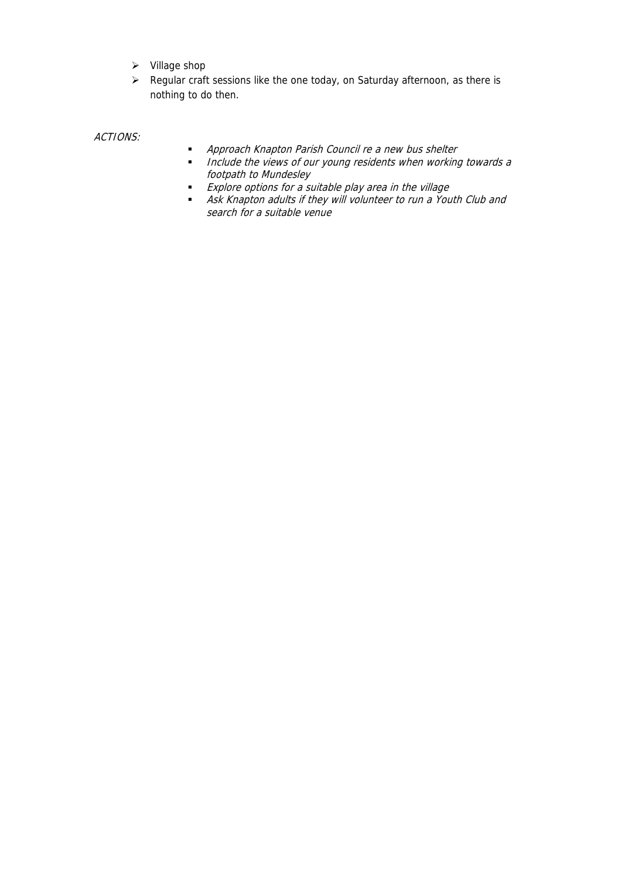- Village shop
- Regular craft sessions like the one today, on Saturday afternoon, as there is nothing to do then.

*ACTIONS:*

- *Approach Knapton Parish Council re a new bus shelter*
- *Include the views of our young residents when working towards a footpath to Mundesley*
- *Explore options for a suitable play area in the village*
- *Ask Knapton adults if they will volunteer to run a Youth Club and search for a suitable venue*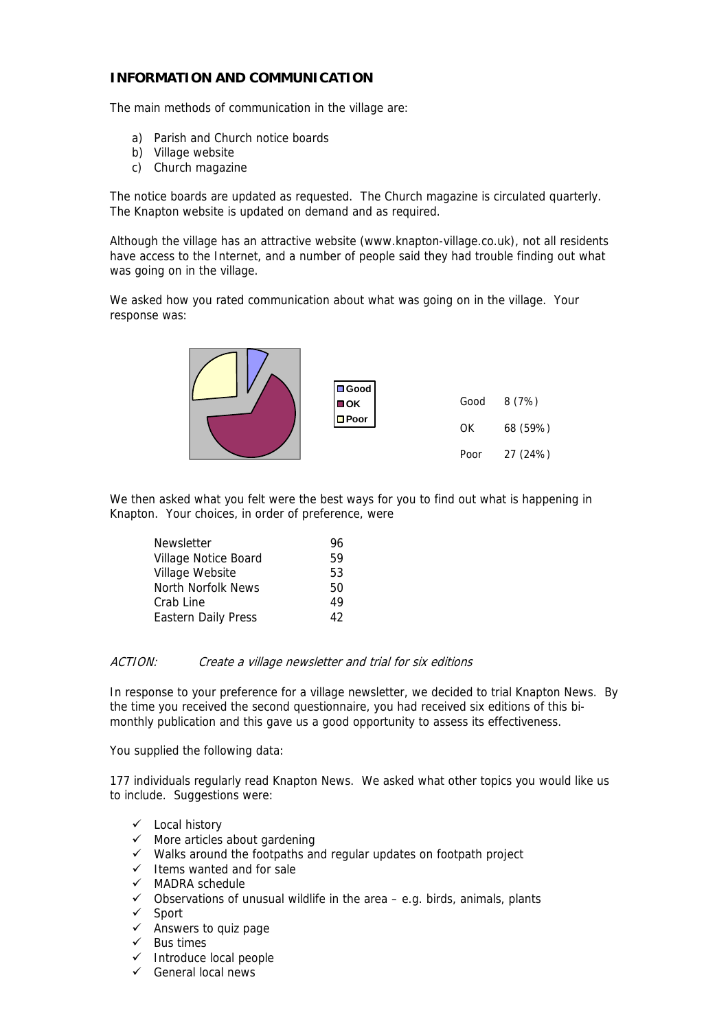## INFORMATION AND COMMUNICATION

The main methods of communication in the village are:

a) Parish and Church notice boards
b) Village website
c) Church magazine

The notice boards are updated as requested. The Church magazine is circulated quarterly. The Knapton website is updated on demand and as required.

Although the village has an attractive website (www.knapton-village.co.uk), not all residents have access to the Internet, and a number of people said they had trouble finding out what was going on in the village.

We asked how you rated communication about what was going on in the village. Your response was:

| | |
|---|---|
| Good | 8 (7%) |
| OK | 68 (59%) |
| Poor | 27 (24%) |

We then asked what you felt were the best ways for you to find out what is happening in Knapton. Your choices, in order of preference, were

| | |
|---|---|
| Newsletter | 96 |
| Village Notice Board | 59 |
| Village Website | 53 |
| North Norfolk News | 50 |
| Crab Line | 49 |
| Eastern Daily Press | 42 |

*ACTION: Create a village newsletter and trial for six editions*

In response to your preference for a village newsletter, we decided to trial Knapton News. By the time you received the second questionnaire, you had received six editions of this bi-monthly publication and this gave us a good opportunity to assess its effectiveness.

You supplied the following data:

177 individuals regularly read Knapton News. We asked what other topics you would like us to include. Suggestions were:

- ✓ Local history
- ✓ More articles about gardening
- ✓ Walks around the footpaths and regular updates on footpath project
- ✓ Items wanted and for sale
- ✓ MADRA schedule
- ✓ Observations of unusual wildlife in the area – e.g. birds, animals, plants
- ✓ Sport
- ✓ Answers to quiz page
- ✓ Bus times
- ✓ Introduce local people
- ✓ General local news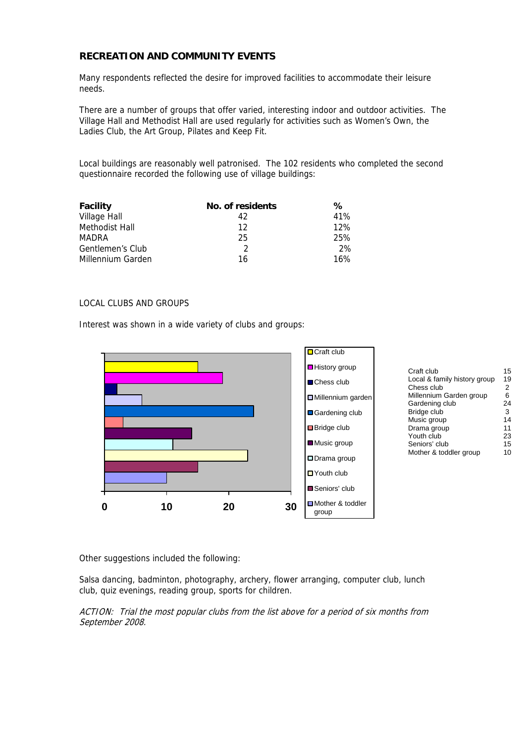## RECREATION AND COMMUNITY EVENTS

Many respondents reflected the desire for improved facilities to accommodate their leisure needs.

There are a number of groups that offer varied, interesting indoor and outdoor activities. The Village Hall and Methodist Hall are used regularly for activities such as Women's Own, the Ladies Club, the Art Group, Pilates and Keep Fit.

Local buildings are reasonably well patronised. The 102 residents who completed the second questionnaire recorded the following use of village buildings:

| Facility | No. of residents | % |
|---|---|---|
| Village Hall | 42 | 41% |
| Methodist Hall | 12 | 12% |
| MADRA | 25 | 25% |
| Gentlemen's Club | 2 | 2% |
| Millennium Garden | 16 | 16% |

LOCAL CLUBS AND GROUPS

Interest was shown in a wide variety of clubs and groups:

| Club/Group | Number |
|---|---|
| Craft club | 15 |
| Local & family history group | 19 |
| Chess club | 2 |
| Millennium Garden group | 6 |
| Gardening club | 24 |
| Bridge club | 3 |
| Music group | 14 |
| Drama group | 11 |
| Youth club | 23 |
| Seniors' club | 15 |
| Mother & toddler group | 10 |

Other suggestions included the following:

Salsa dancing, badminton, photography, archery, flower arranging, computer club, lunch club, quiz evenings, reading group, sports for children.

*ACTION: Trial the most popular clubs from the list above for a period of six months from September 2008.*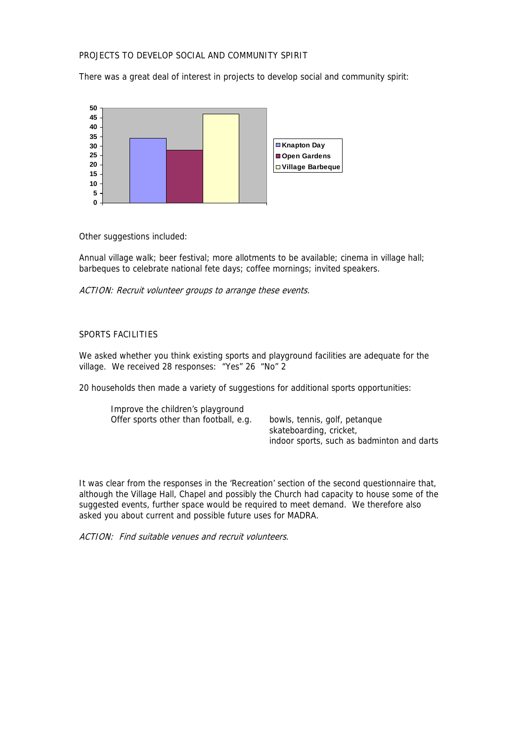PROJECTS TO DEVELOP SOCIAL AND COMMUNITY SPIRIT

There was a great deal of interest in projects to develop social and community spirit:

- Knapton Day
- Open Gardens
- Village Barbeque

Other suggestions included:

Annual village walk; beer festival; more allotments to be available; cinema in village hall; barbeques to celebrate national fete days; coffee mornings; invited speakers.

*ACTION: Recruit volunteer groups to arrange these events.*

SPORTS FACILITIES

We asked whether you think existing sports and playground facilities are adequate for the village. We received 28 responses: "Yes" 26 "No" 2

20 households then made a variety of suggestions for additional sports opportunities:

Improve the children's playground
Offer sports other than football, e.g. bowls, tennis, golf, petanque
skateboarding, cricket,
indoor sports, such as badminton and darts

It was clear from the responses in the 'Recreation' section of the second questionnaire that, although the Village Hall, Chapel and possibly the Church had capacity to house some of the suggested events, further space would be required to meet demand. We therefore also asked you about current and possible future uses for MADRA.

*ACTION: Find suitable venues and recruit volunteers.*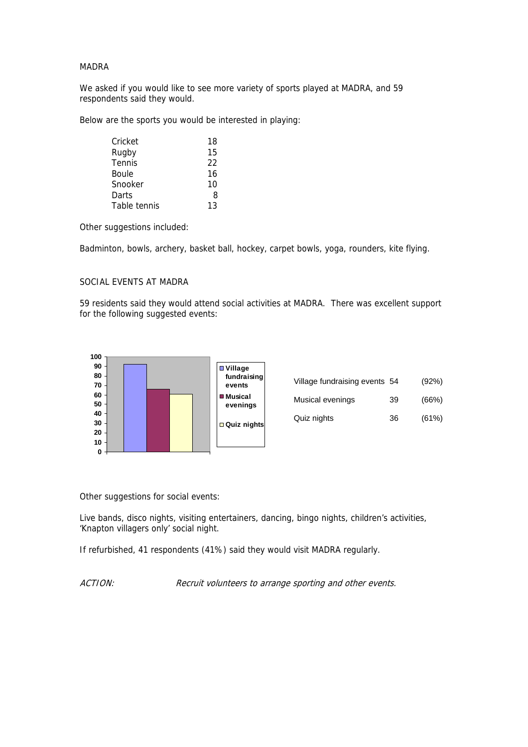MADRA

We asked if you would like to see more variety of sports played at MADRA, and 59 respondents said they would.

Below are the sports you would be interested in playing:

| Sport | Count |
|---|---|
| Cricket | 18 |
| Rugby | 15 |
| Tennis | 22 |
| Boule | 16 |
| Snooker | 10 |
| Darts | 8 |
| Table tennis | 13 |

Other suggestions included:

Badminton, bowls, archery, basket ball, hockey, carpet bowls, yoga, rounders, kite flying.

SOCIAL EVENTS AT MADRA

59 residents said they would attend social activities at MADRA. There was excellent support for the following suggested events:

| Event | Count | Percentage |
|---|---|---|
| Village fundraising events | 54 | (92%) |
| Musical evenings | 39 | (66%) |
| Quiz nights | 36 | (61%) |

Other suggestions for social events:

Live bands, disco nights, visiting entertainers, dancing, bingo nights, children's activities, 'Knapton villagers only' social night.

If refurbished, 41 respondents (41%) said they would visit MADRA regularly.

*ACTION:* *Recruit volunteers to arrange sporting and other events.*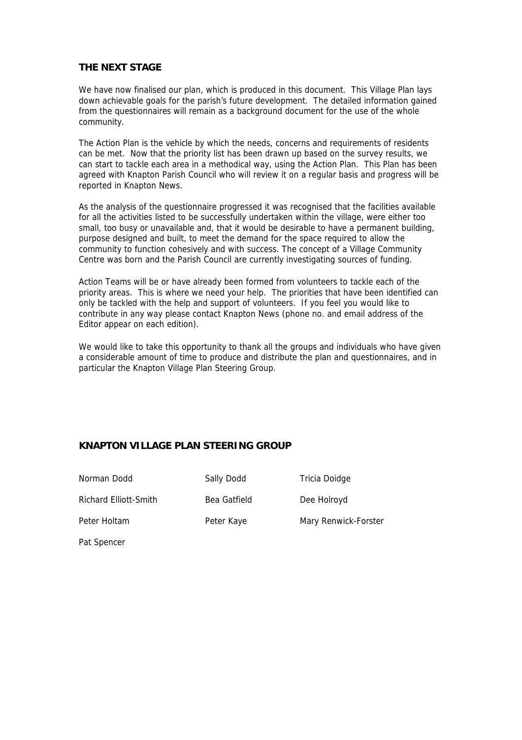## THE NEXT STAGE

We have now finalised our plan, which is produced in this document. This Village Plan lays down achievable goals for the parish's future development. The detailed information gained from the questionnaires will remain as a background document for the use of the whole community.

The Action Plan is the vehicle by which the needs, concerns and requirements of residents can be met. Now that the priority list has been drawn up based on the survey results, we can start to tackle each area in a methodical way, using the Action Plan. This Plan has been agreed with Knapton Parish Council who will review it on a regular basis and progress will be reported in Knapton News.

As the analysis of the questionnaire progressed it was recognised that the facilities available for all the activities listed to be successfully undertaken within the village, were either too small, too busy or unavailable and, that it would be desirable to have a permanent building, purpose designed and built, to meet the demand for the space required to allow the community to function cohesively and with success. The concept of a Village Community Centre was born and the Parish Council are currently investigating sources of funding.

Action Teams will be or have already been formed from volunteers to tackle each of the priority areas. This is where we need your help. The priorities that have been identified can only be tackled with the help and support of volunteers. If you feel you would like to contribute in any way please contact Knapton News (phone no. and email address of the Editor appear on each edition).

We would like to take this opportunity to thank all the groups and individuals who have given a considerable amount of time to produce and distribute the plan and questionnaires, and in particular the Knapton Village Plan Steering Group.

## KNAPTON VILLAGE PLAN STEERING GROUP

| | | |
|---|---|---|
| Norman Dodd | Sally Dodd | Tricia Doidge |
| Richard Elliott-Smith | Bea Gatfield | Dee Holroyd |
| Peter Holtam | Peter Kaye | Mary Renwick-Forster |
| Pat Spencer | | |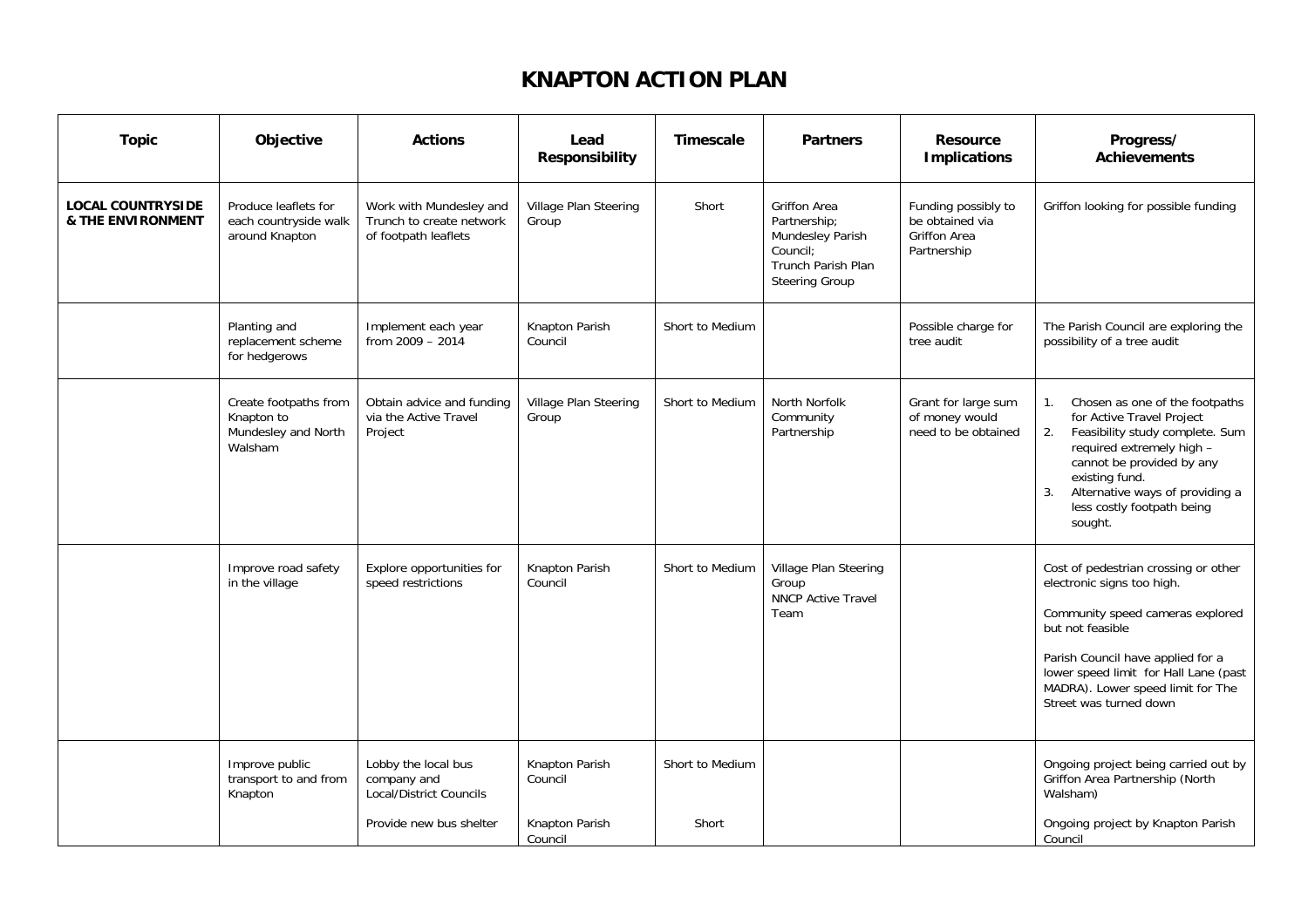# KNAPTON ACTION PLAN

| Topic | Objective | Actions | Lead Responsibility | Timescale | Partners | Resource Implications | Progress/ Achievements |
|---|---|---|---|---|---|---|---|
| **LOCAL COUNTRYSIDE & THE ENVIRONMENT** | Produce leaflets for each countryside walk around Knapton | Work with Mundesley and Trunch to create network of footpath leaflets | Village Plan Steering Group | Short | Griffon Area Partnership; Mundesley Parish Council; Trunch Parish Plan Steering Group | Funding possibly to be obtained via Griffon Area Partnership | Griffon looking for possible funding |
| | Planting and replacement scheme for hedgerows | Implement each year from 2009 – 2014 | Knapton Parish Council | Short to Medium | | Possible charge for tree audit | The Parish Council are exploring the possibility of a tree audit |
| | Create footpaths from Knapton to Mundesley and North Walsham | Obtain advice and funding via the Active Travel Project | Village Plan Steering Group | Short to Medium | North Norfolk Community Partnership | Grant for large sum of money would need to be obtained | 1. Chosen as one of the footpaths for Active Travel Project<br>2. Feasibility study complete. Sum required extremely high – cannot be provided by any existing fund.<br>3. Alternative ways of providing a less costly footpath being sought. |
| | Improve road safety in the village | Explore opportunities for speed restrictions | Knapton Parish Council | Short to Medium | Village Plan Steering Group<br>NNCP Active Travel Team | | Cost of pedestrian crossing or other electronic signs too high.<br><br>Community speed cameras explored but not feasible<br><br>Parish Council have applied for a lower speed limit for Hall Lane (past MADRA). Lower speed limit for The Street was turned down |
| | Improve public transport to and from Knapton | Lobby the local bus company and Local/District Councils<br><br>Provide new bus shelter | Knapton Parish Council<br><br>Knapton Parish Council | Short to Medium<br><br>Short | | | Ongoing project being carried out by Griffon Area Partnership (North Walsham)<br><br>Ongoing project by Knapton Parish Council |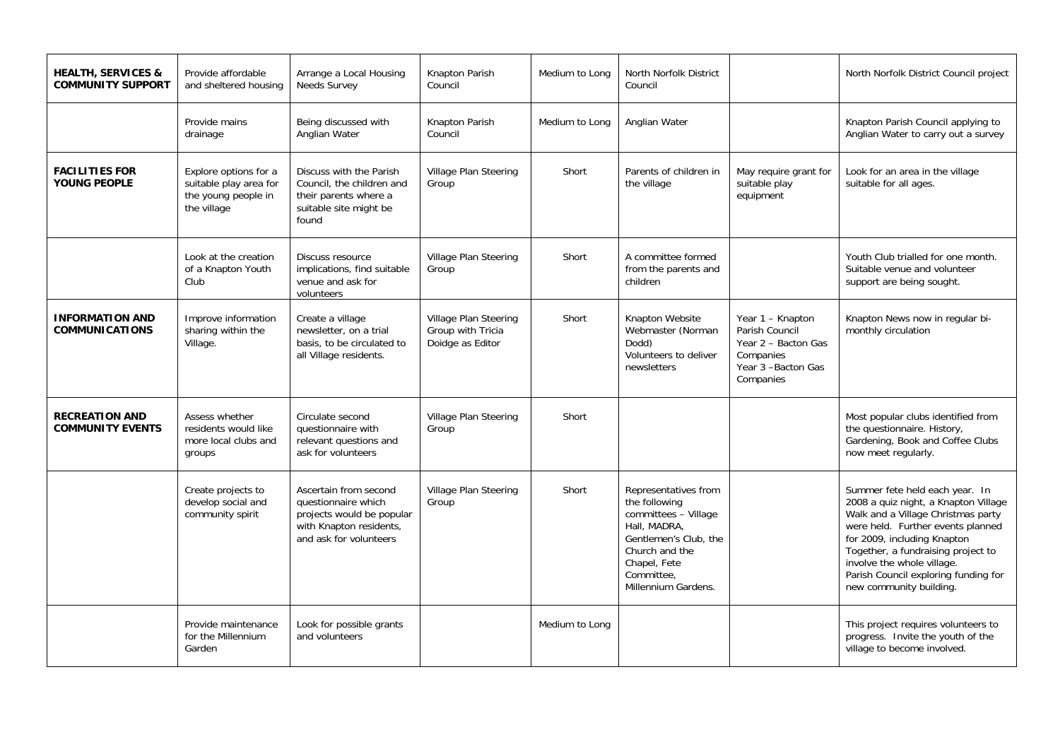| | | | | | | | |
|---|---|---|---|---|---|---|---|
| **HEALTH, SERVICES & COMMUNITY SUPPORT** | Provide affordable and sheltered housing | Arrange a Local Housing Needs Survey | Knapton Parish Council | Medium to Long | North Norfolk District Council | | North Norfolk District Council project |
| | Provide mains drainage | Being discussed with Anglian Water | Knapton Parish Council | Medium to Long | Anglian Water | | Knapton Parish Council applying to Anglian Water to carry out a survey |
| **FACILITIES FOR YOUNG PEOPLE** | Explore options for a suitable play area for the young people in the village | Discuss with the Parish Council, the children and their parents where a suitable site might be found | Village Plan Steering Group | Short | Parents of children in the village | May require grant for suitable play equipment | Look for an area in the village suitable for all ages. |
| | Look at the creation of a Knapton Youth Club | Discuss resource implications, find suitable venue and ask for volunteers | Village Plan Steering Group | Short | A committee formed from the parents and children | | Youth Club trialled for one month. Suitable venue and volunteer support are being sought. |
| **INFORMATION AND COMMUNICATIONS** | Improve information sharing within the Village. | Create a village newsletter, on a trial basis, to be circulated to all Village residents. | Village Plan Steering Group with Tricia Doidge as Editor | Short | Knapton Website Webmaster (Norman Dodd) Volunteers to deliver newsletters | Year 1 – Knapton Parish Council Year 2 – Bacton Gas Companies Year 3 –Bacton Gas Companies | Knapton News now in regular bi-monthly circulation |
| **RECREATION AND COMMUNITY EVENTS** | Assess whether residents would like more local clubs and groups | Circulate second questionnaire with relevant questions and ask for volunteers | Village Plan Steering Group | Short | | | Most popular clubs identified from the questionnaire. History, Gardening, Book and Coffee Clubs now meet regularly. |
| | Create projects to develop social and community spirit | Ascertain from second questionnaire which projects would be popular with Knapton residents, and ask for volunteers | Village Plan Steering Group | Short | Representatives from the following committees – Village Hall, MADRA, Gentlemen's Club, the Church and the Chapel, Fete Committee, Millennium Gardens. | | Summer fete held each year. In 2008 a quiz night, a Knapton Village Walk and a Village Christmas party were held. Further events planned for 2009, including Knapton Together, a fundraising project to involve the whole village. Parish Council exploring funding for new community building. |
| | Provide maintenance for the Millennium Garden | Look for possible grants and volunteers | | Medium to Long | | | This project requires volunteers to progress. Invite the youth of the village to become involved. |